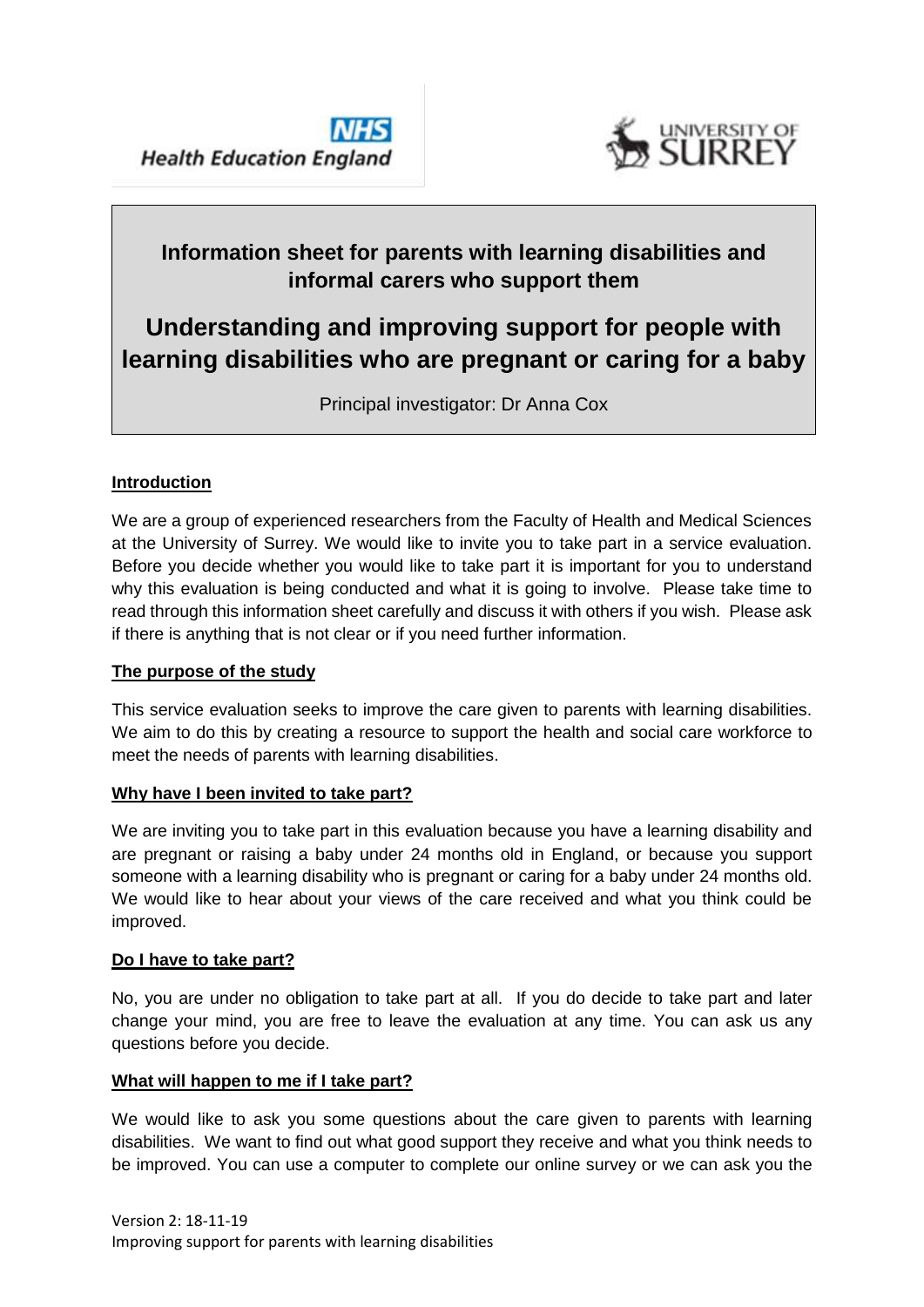NHS Health Education England

UNIVERSITY OF SURREY

# Information sheet for parents with learning disabilities and informal carers who support them

# Understanding and improving support for people with learning disabilities who are pregnant or caring for a baby

Principal investigator: Dr Anna Cox

## Introduction

We are a group of experienced researchers from the Faculty of Health and Medical Sciences at the University of Surrey. We would like to invite you to take part in a service evaluation. Before you decide whether you would like to take part it is important for you to understand why this evaluation is being conducted and what it is going to involve. Please take time to read through this information sheet carefully and discuss it with others if you wish. Please ask if there is anything that is not clear or if you need further information.

## The purpose of the study

This service evaluation seeks to improve the care given to parents with learning disabilities. We aim to do this by creating a resource to support the health and social care workforce to meet the needs of parents with learning disabilities.

## Why have I been invited to take part?

We are inviting you to take part in this evaluation because you have a learning disability and are pregnant or raising a baby under 24 months old in England, or because you support someone with a learning disability who is pregnant or caring for a baby under 24 months old. We would like to hear about your views of the care received and what you think could be improved.

## Do I have to take part?

No, you are under no obligation to take part at all. If you do decide to take part and later change your mind, you are free to leave the evaluation at any time. You can ask us any questions before you decide.

## What will happen to me if I take part?

We would like to ask you some questions about the care given to parents with learning disabilities. We want to find out what good support they receive and what you think needs to be improved. You can use a computer to complete our online survey or we can ask you the

Version 2: 18-11-19
Improving support for parents with learning disabilities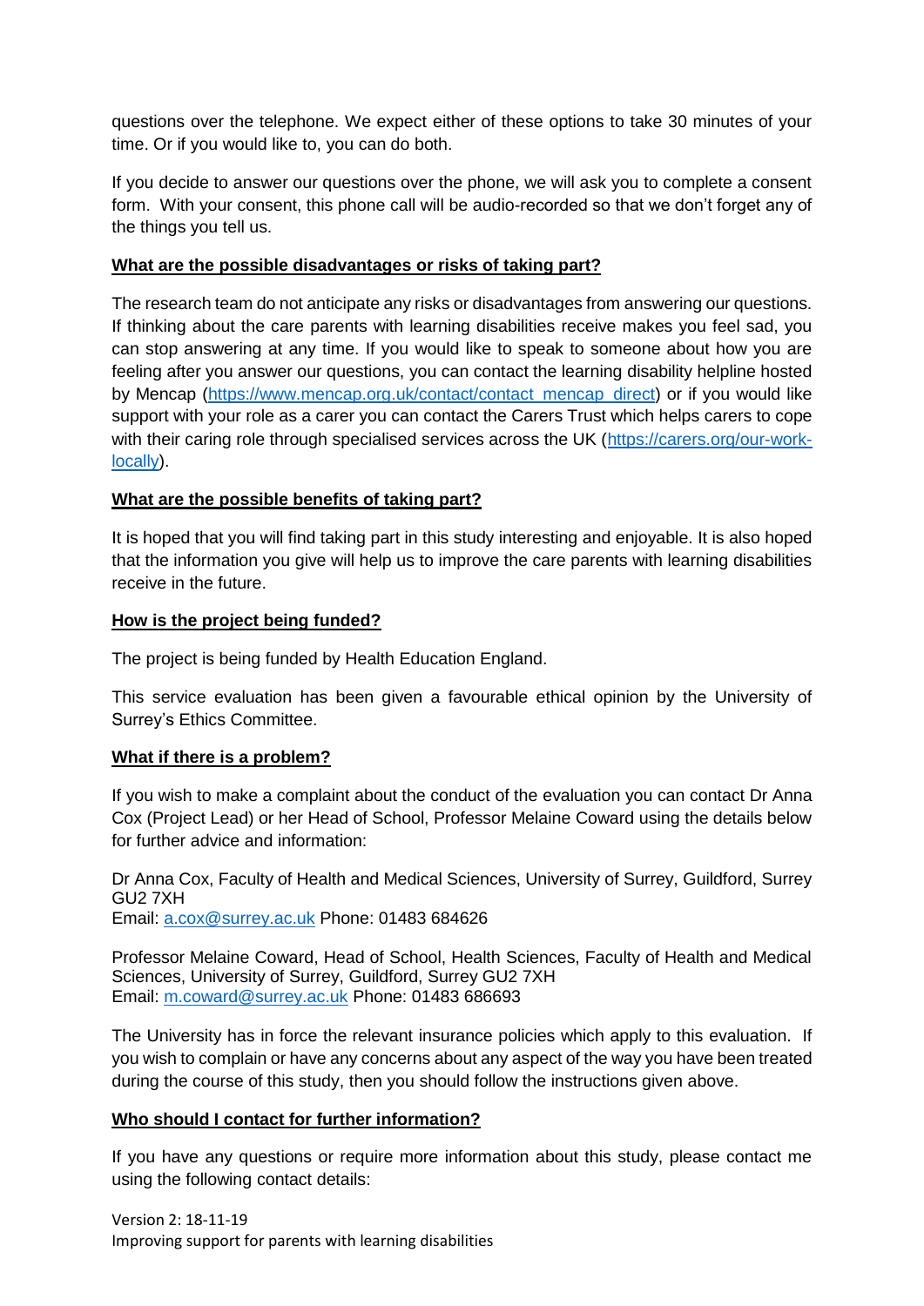questions over the telephone. We expect either of these options to take 30 minutes of your time. Or if you would like to, you can do both.

If you decide to answer our questions over the phone, we will ask you to complete a consent form. With your consent, this phone call will be audio-recorded so that we don't forget any of the things you tell us.

**What are the possible disadvantages or risks of taking part?**

The research team do not anticipate any risks or disadvantages from answering our questions. If thinking about the care parents with learning disabilities receive makes you feel sad, you can stop answering at any time. If you would like to speak to someone about how you are feeling after you answer our questions, you can contact the learning disability helpline hosted by Mencap (https://www.mencap.org.uk/contact/contact_mencap_direct) or if you would like support with your role as a carer you can contact the Carers Trust which helps carers to cope with their caring role through specialised services across the UK (https://carers.org/our-work-locally).

**What are the possible benefits of taking part?**

It is hoped that you will find taking part in this study interesting and enjoyable. It is also hoped that the information you give will help us to improve the care parents with learning disabilities receive in the future.

**How is the project being funded?**

The project is being funded by Health Education England.

This service evaluation has been given a favourable ethical opinion by the University of Surrey's Ethics Committee.

**What if there is a problem?**

If you wish to make a complaint about the conduct of the evaluation you can contact Dr Anna Cox (Project Lead) or her Head of School, Professor Melaine Coward using the details below for further advice and information:

Dr Anna Cox, Faculty of Health and Medical Sciences, University of Surrey, Guildford, Surrey GU2 7XH
Email: a.cox@surrey.ac.uk Phone: 01483 684626

Professor Melaine Coward, Head of School, Health Sciences, Faculty of Health and Medical Sciences, University of Surrey, Guildford, Surrey GU2 7XH
Email: m.coward@surrey.ac.uk Phone: 01483 686693

The University has in force the relevant insurance policies which apply to this evaluation. If you wish to complain or have any concerns about any aspect of the way you have been treated during the course of this study, then you should follow the instructions given above.

**Who should I contact for further information?**

If you have any questions or require more information about this study, please contact me using the following contact details: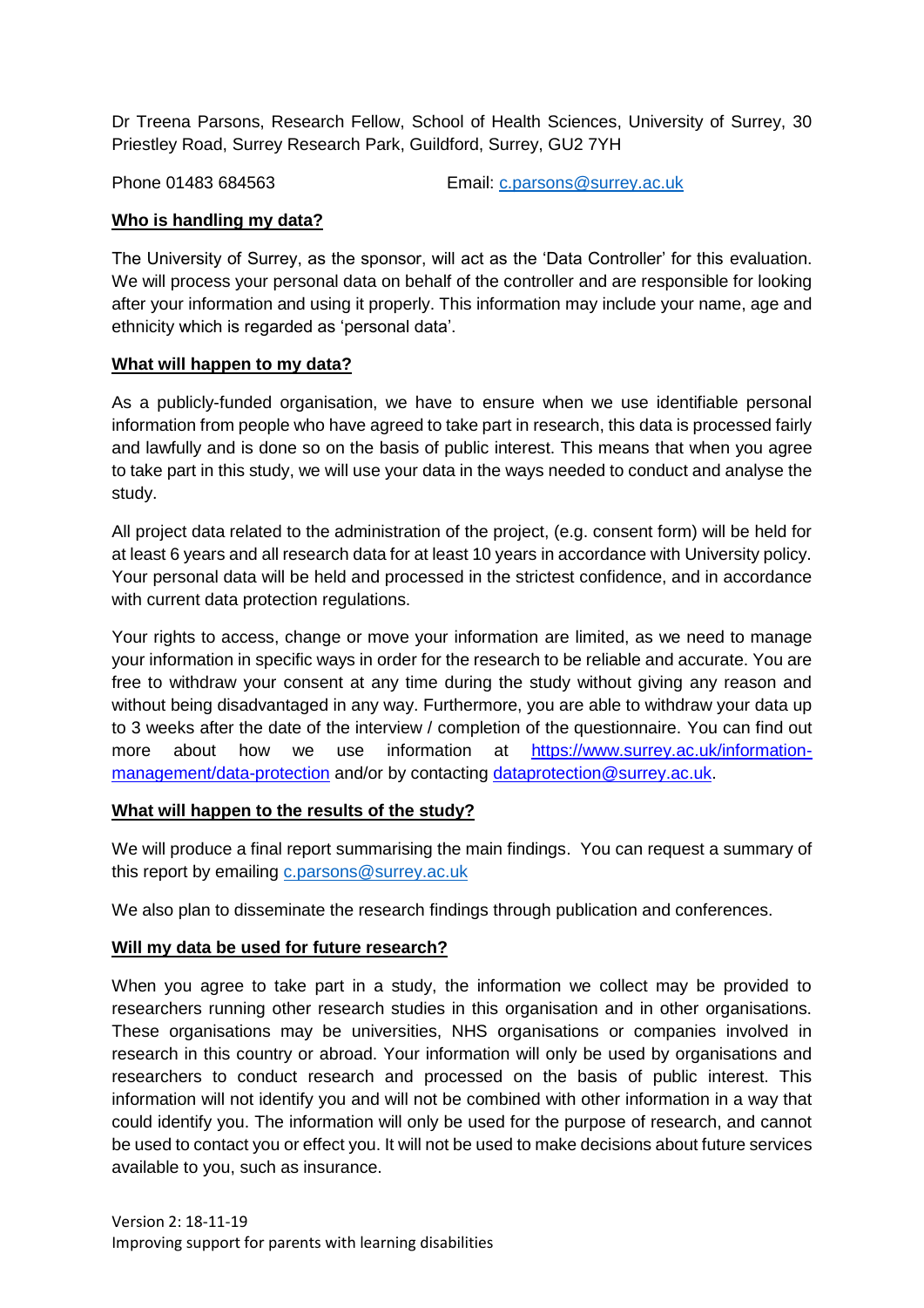Dr Treena Parsons, Research Fellow, School of Health Sciences, University of Surrey, 30 Priestley Road, Surrey Research Park, Guildford, Surrey, GU2 7YH

Phone 01483 684563 Email: c.parsons@surrey.ac.uk

**Who is handling my data?**

The University of Surrey, as the sponsor, will act as the 'Data Controller' for this evaluation. We will process your personal data on behalf of the controller and are responsible for looking after your information and using it properly. This information may include your name, age and ethnicity which is regarded as 'personal data'.

**What will happen to my data?**

As a publicly-funded organisation, we have to ensure when we use identifiable personal information from people who have agreed to take part in research, this data is processed fairly and lawfully and is done so on the basis of public interest. This means that when you agree to take part in this study, we will use your data in the ways needed to conduct and analyse the study.

All project data related to the administration of the project, (e.g. consent form) will be held for at least 6 years and all research data for at least 10 years in accordance with University policy. Your personal data will be held and processed in the strictest confidence, and in accordance with current data protection regulations.

Your rights to access, change or move your information are limited, as we need to manage your information in specific ways in order for the research to be reliable and accurate. You are free to withdraw your consent at any time during the study without giving any reason and without being disadvantaged in any way. Furthermore, you are able to withdraw your data up to 3 weeks after the date of the interview / completion of the questionnaire. You can find out more about how we use information at https://www.surrey.ac.uk/information-management/data-protection and/or by contacting dataprotection@surrey.ac.uk.

**What will happen to the results of the study?**

We will produce a final report summarising the main findings. You can request a summary of this report by emailing c.parsons@surrey.ac.uk

We also plan to disseminate the research findings through publication and conferences.

**Will my data be used for future research?**

When you agree to take part in a study, the information we collect may be provided to researchers running other research studies in this organisation and in other organisations. These organisations may be universities, NHS organisations or companies involved in research in this country or abroad. Your information will only be used by organisations and researchers to conduct research and processed on the basis of public interest. This information will not identify you and will not be combined with other information in a way that could identify you. The information will only be used for the purpose of research, and cannot be used to contact you or effect you. It will not be used to make decisions about future services available to you, such as insurance.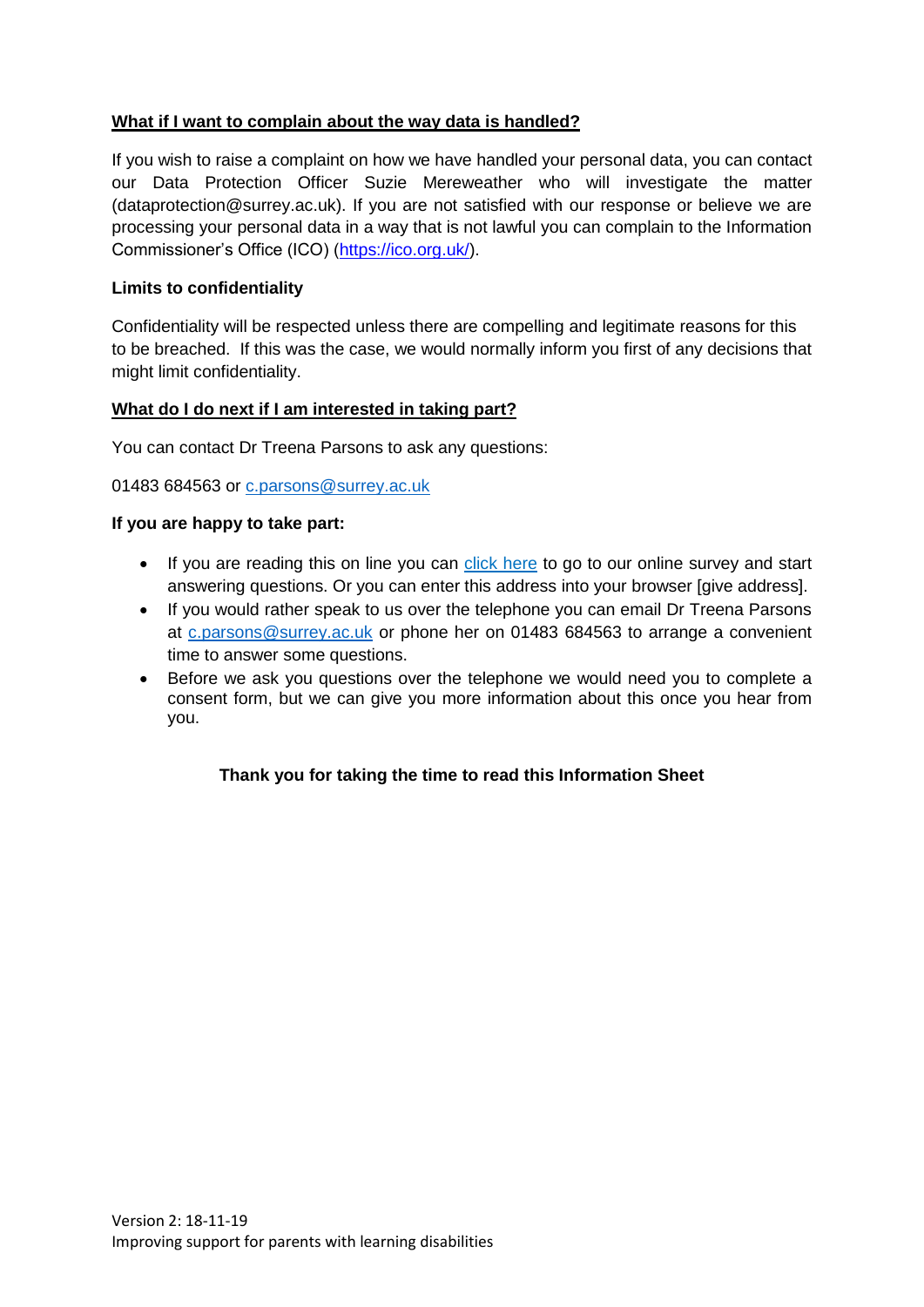## What if I want to complain about the way data is handled?

If you wish to raise a complaint on how we have handled your personal data, you can contact our Data Protection Officer Suzie Mereweather who will investigate the matter (dataprotection@surrey.ac.uk). If you are not satisfied with our response or believe we are processing your personal data in a way that is not lawful you can complain to the Information Commissioner's Office (ICO) (https://ico.org.uk/).

**Limits to confidentiality**

Confidentiality will be respected unless there are compelling and legitimate reasons for this to be breached. If this was the case, we would normally inform you first of any decisions that might limit confidentiality.

## What do I do next if I am interested in taking part?

You can contact Dr Treena Parsons to ask any questions:

01483 684563 or c.parsons@surrey.ac.uk

**If you are happy to take part:**

- If you are reading this on line you can click here to go to our online survey and start answering questions. Or you can enter this address into your browser [give address].
- If you would rather speak to us over the telephone you can email Dr Treena Parsons at c.parsons@surrey.ac.uk or phone her on 01483 684563 to arrange a convenient time to answer some questions.
- Before we ask you questions over the telephone we would need you to complete a consent form, but we can give you more information about this once you hear from you.

**Thank you for taking the time to read this Information Sheet**